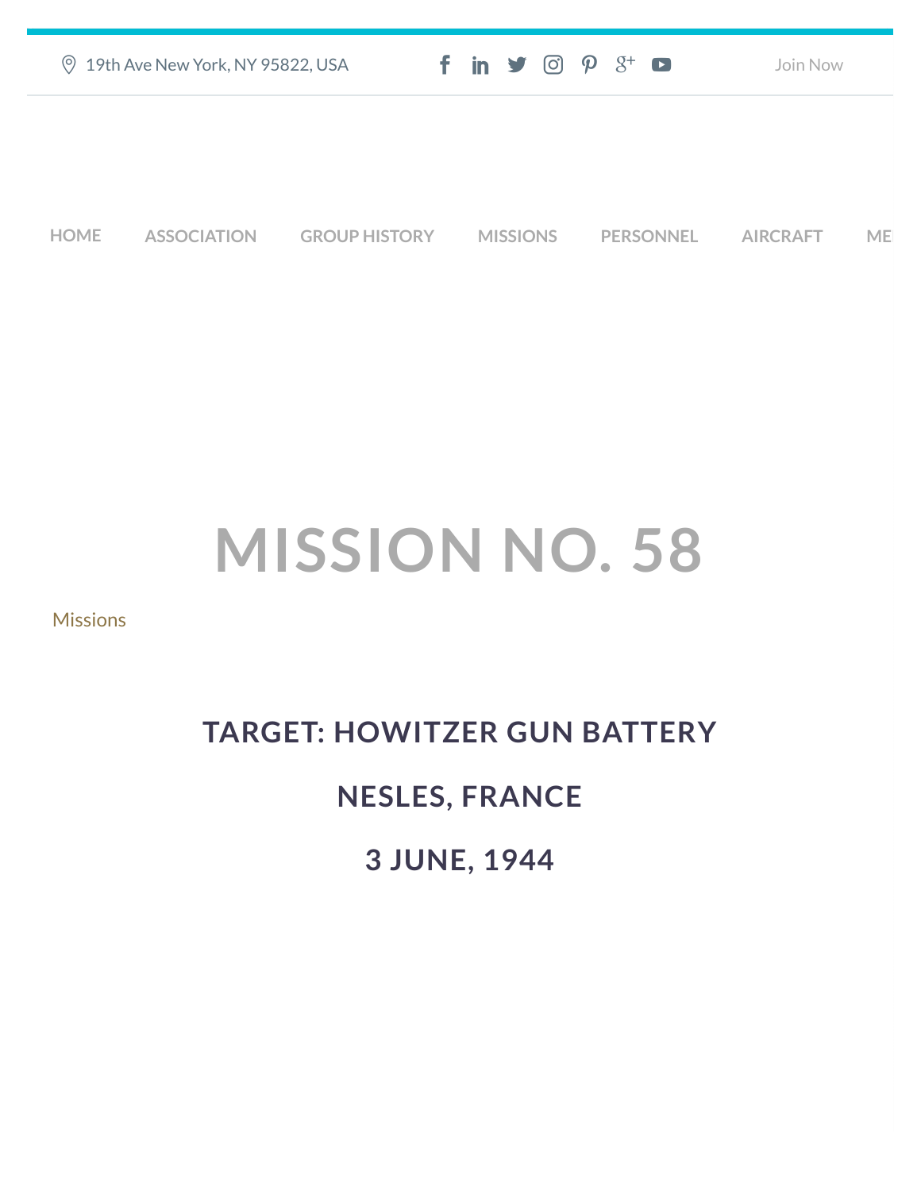19th Ave New York, NY 95822, USA

Join Now

HOME ASSOCIATION GROUP HISTORY MISSIONS PERSONNEL AIRCRAFT ME

# MISSION NO. 58

Missions

## TARGET: HOWITZER GUN BATTERY

## NESLES, FRANCE

## 3 JUNE, 1944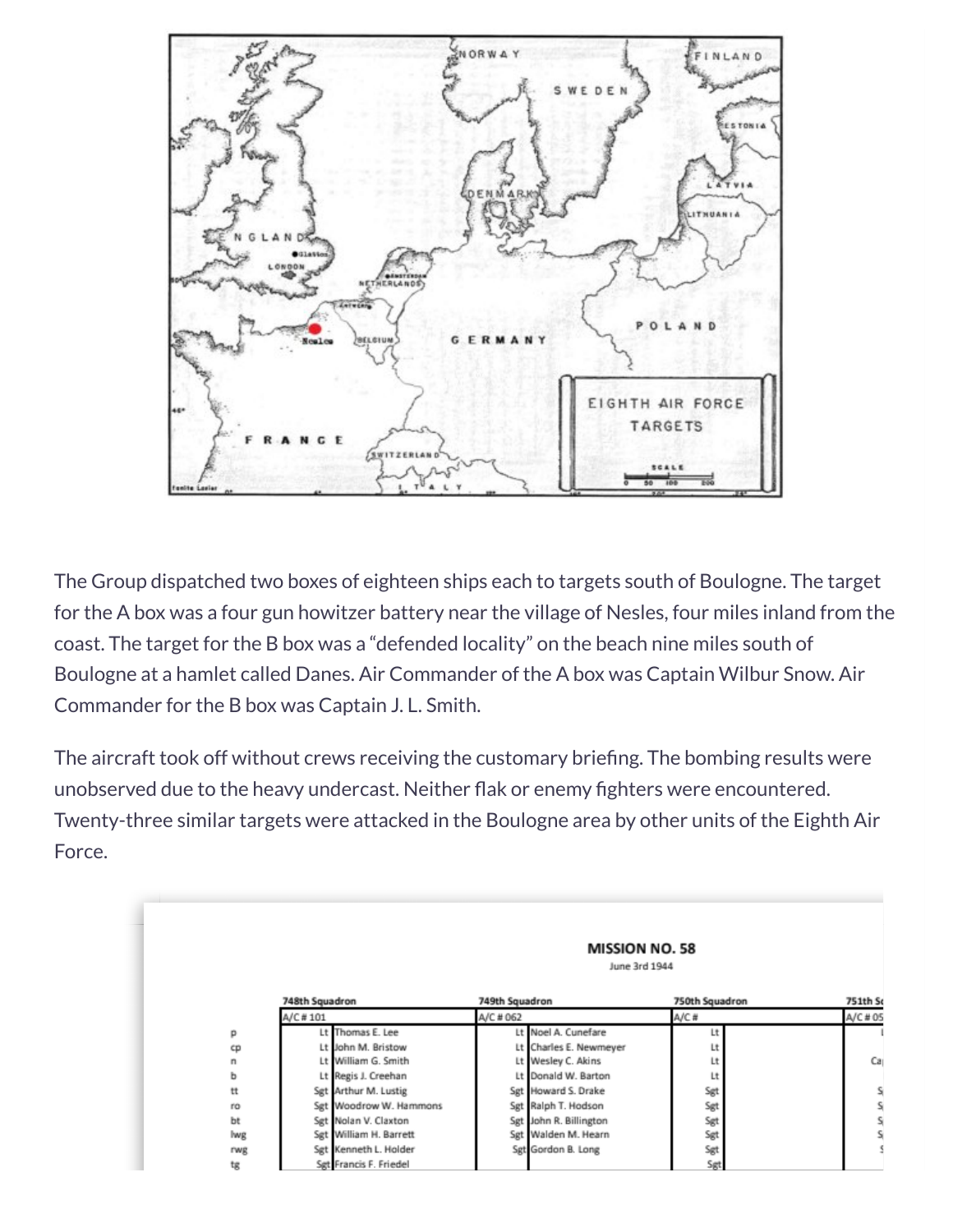The Group dispatched two boxes of eighteen ships each to targets south of Boulogne. The target for the A box was a four gun howitzer battery near the village of Nesles, four miles inland from the coast. The target for the B box was a "defended locality" on the beach nine miles south of Boulogne at a hamlet called Danes. Air Commander of the A box was Captain Wilbur Snow. Air Commander for the B box was Captain J. L. Smith.

The aircraft took off without crews receiving the customary briefing. The bombing results were unobserved due to the heavy undercast. Neither flak or enemy fighters were encountered. Twenty-three similar targets were attacked in the Boulogne area by other units of the Eighth Air Force.

**MISSION NO. 58**

June 3rd 1944

| | 748th Squadron | | 749th Squadron | | 750th Squadron | | 751th Sq |
|---|---|---|---|---|---|---|---|
| | A/C # 101 | | A/C # 062 | | A/C # | | A/C # 05 |
| p | Lt | Thomas E. Lee | Lt | Noel A. Cunefare | Lt | | |
| cp | Lt | John M. Bristow | Lt | Charles E. Newmeyer | Lt | | |
| n | Lt | William G. Smith | Lt | Wesley C. Akins | Lt | | Ca |
| b | Lt | Regis J. Creehan | Lt | Donald W. Barton | Lt | | |
| tt | Sgt | Arthur M. Lustig | Sgt | Howard S. Drake | Sgt | | S |
| ro | Sgt | Woodrow W. Hammons | Sgt | Ralph T. Hodson | Sgt | | S |
| bt | Sgt | Nolan V. Claxton | Sgt | John R. Billington | Sgt | | S |
| lwg | Sgt | William H. Barrett | Sgt | Walden M. Hearn | Sgt | | S |
| rwg | Sgt | Kenneth L. Holder | Sgt | Gordon B. Long | Sgt | | S |
| tg | Sgt | Francis F. Friedel | | | Sgt | | |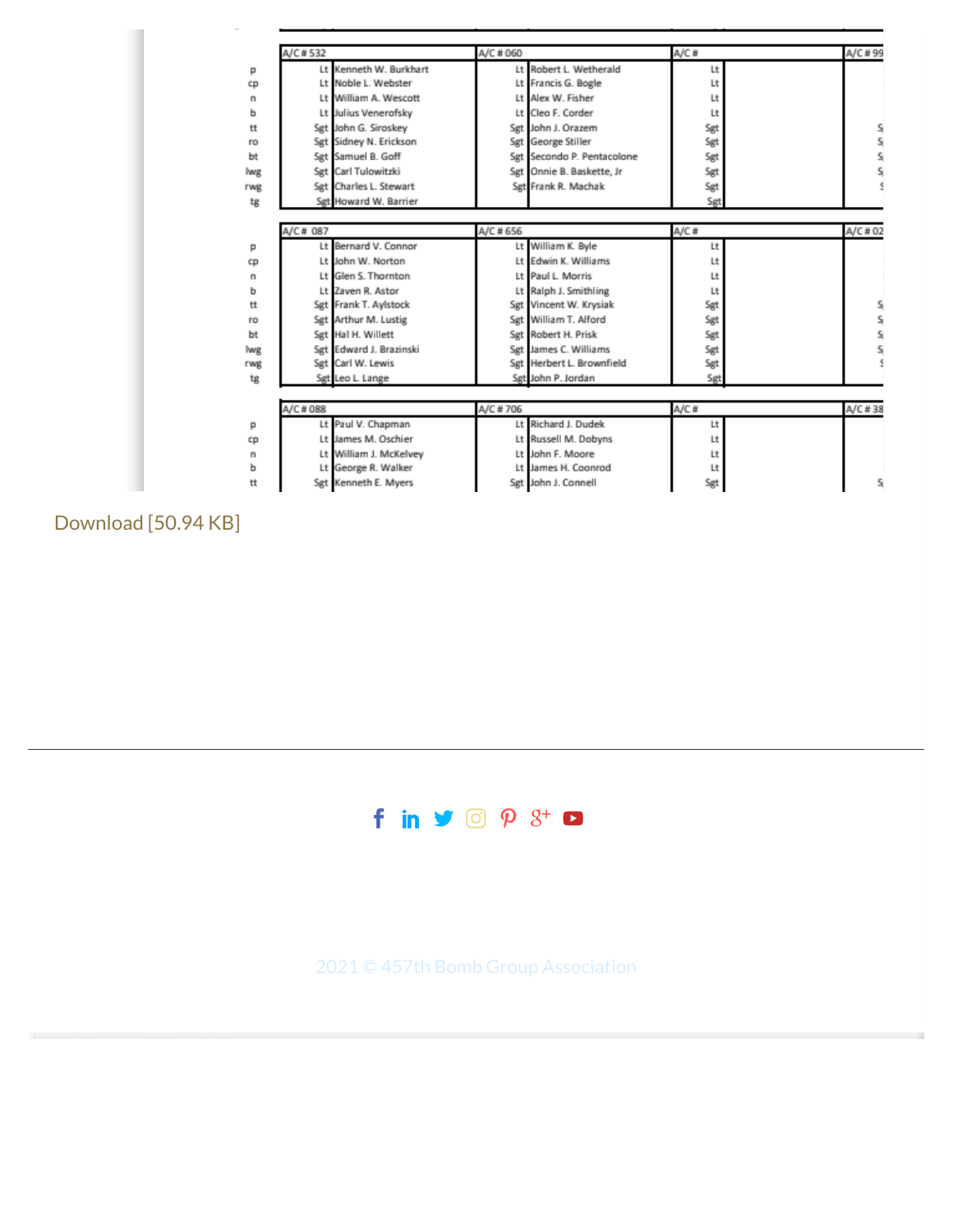| | A/C # 532 | | A/C # 060 | | A/C # | | A/C # 99 |
|---|---|---|---|---|---|---|---|
| p | Lt | Kenneth W. Burkhart | Lt | Robert L. Wetherald | Lt | | |
| cp | Lt | Noble L. Webster | Lt | Francis G. Bogle | Lt | | |
| n | Lt | William A. Wescott | Lt | Alex W. Fisher | Lt | | |
| b | Lt | Julius Venerofsky | Lt | Cleo F. Corder | Lt | | |
| tt | Sgt | John G. Siroskey | Sgt | John J. Orazem | Sgt | | S |
| ro | Sgt | Sidney N. Erickson | Sgt | George Stiller | Sgt | | S |
| bt | Sgt | Samuel B. Goff | Sgt | Secondo P. Pentacolone | Sgt | | S |
| lwg | Sgt | Carl Tulowitzki | Sgt | Onnie B. Baskette, Jr | Sgt | | S |
| rwg | Sgt | Charles L. Stewart | Sgt | Frank R. Machak | Sgt | | S |
| tg | Sgt | Howard W. Barrier | | | Sgt | | |

| | A/C # 087 | | A/C # 656 | | A/C # | | A/C # 02 |
|---|---|---|---|---|---|---|---|
| p | Lt | Bernard V. Connor | Lt | William K. Byle | Lt | | |
| cp | Lt | John W. Norton | Lt | Edwin K. Williams | Lt | | |
| n | Lt | Glen S. Thornton | Lt | Paul L. Morris | Lt | | |
| b | Lt | Zaven R. Astor | Lt | Ralph J. Smithling | Lt | | |
| tt | Sgt | Frank T. Aylstock | Sgt | Vincent W. Krysiak | Sgt | | S |
| ro | Sgt | Arthur M. Lustig | Sgt | William T. Alford | Sgt | | S |
| bt | Sgt | Hal H. Willett | Sgt | Robert H. Prisk | Sgt | | S |
| lwg | Sgt | Edward J. Brazinski | Sgt | James C. Williams | Sgt | | S |
| rwg | Sgt | Carl W. Lewis | Sgt | Herbert L. Brownfield | Sgt | | S |
| tg | Sgt | Leo L. Lange | Sgt | John P. Jordan | Sgt | | |

| | A/C # 088 | | A/C # 706 | | A/C # | | A/C # 38 |
|---|---|---|---|---|---|---|---|
| p | Lt | Paul V. Chapman | Lt | Richard J. Dudek | Lt | | |
| cp | Lt | James M. Oschier | Lt | Russell M. Dobyns | Lt | | |
| n | Lt | William J. McKelvey | Lt | John F. Moore | Lt | | |
| b | Lt | George R. Walker | Lt | James H. Coonrod | Lt | | |
| tt | Sgt | Kenneth E. Myers | Sgt | John J. Connell | Sgt | | S |

Download [50.94 KB]

2021 © 457th Bomb Group Association